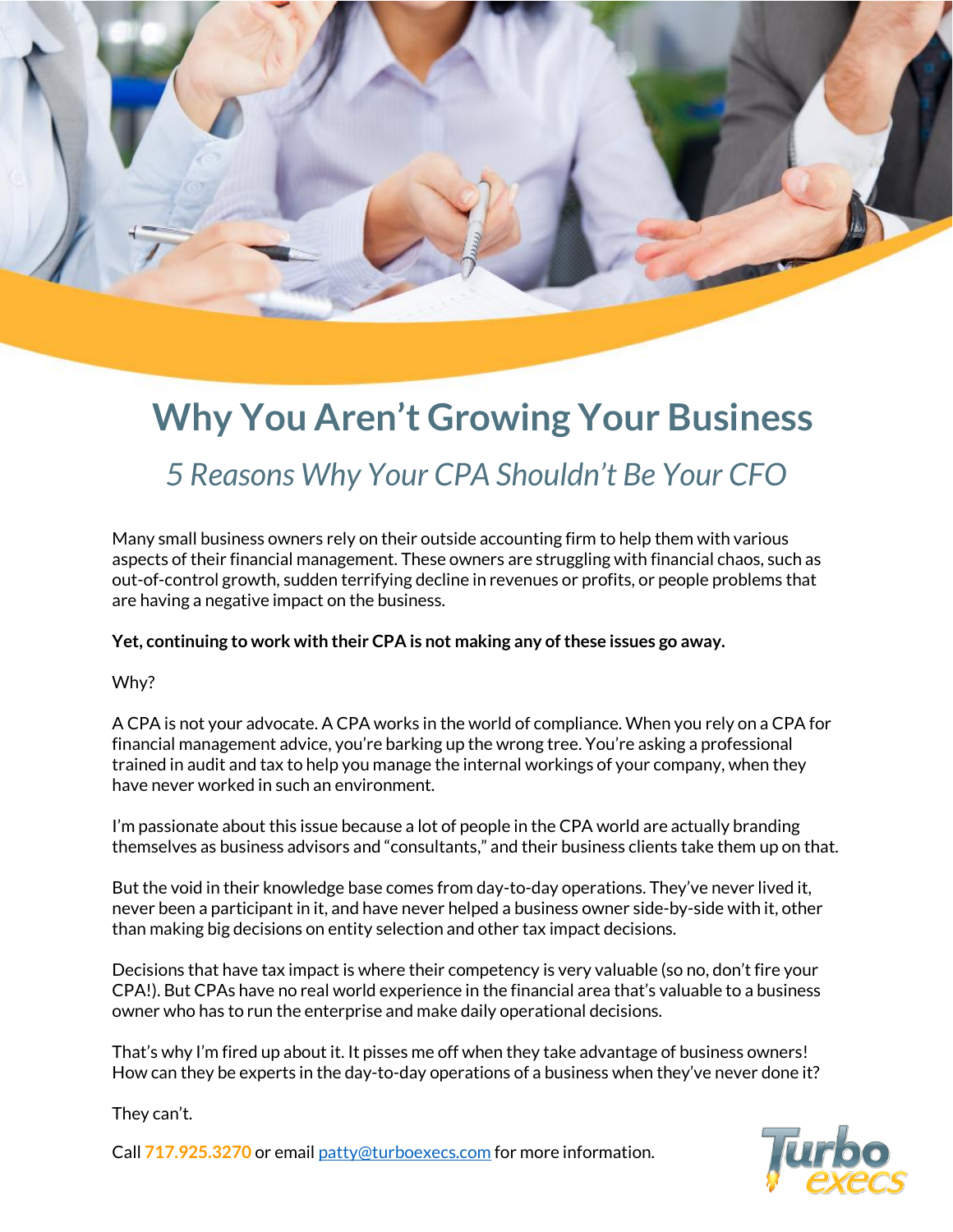# Why You Aren't Growing Your Business

## *5 Reasons Why Your CPA Shouldn't Be Your CFO*

Many small business owners rely on their outside accounting firm to help them with various aspects of their financial management. These owners are struggling with financial chaos, such as out-of-control growth, sudden terrifying decline in revenues or profits, or people problems that are having a negative impact on the business.

**Yet, continuing to work with their CPA is not making any of these issues go away.**

Why?

A CPA is not your advocate. A CPA works in the world of compliance. When you rely on a CPA for financial management advice, you're barking up the wrong tree. You're asking a professional trained in audit and tax to help you manage the internal workings of your company, when they have never worked in such an environment.

I'm passionate about this issue because a lot of people in the CPA world are actually branding themselves as business advisors and "consultants," and their business clients take them up on that.

But the void in their knowledge base comes from day-to-day operations. They've never lived it, never been a participant in it, and have never helped a business owner side-by-side with it, other than making big decisions on entity selection and other tax impact decisions.

Decisions that have tax impact is where their competency is very valuable (so no, don't fire your CPA!). But CPAs have no real world experience in the financial area that's valuable to a business owner who has to run the enterprise and make daily operational decisions.

That's why I'm fired up about it. It pisses me off when they take advantage of business owners! How can they be experts in the day-to-day operations of a business when they've never done it?

They can't.

Call **717.925.3270** or email [patty@turboexecs.com](mailto:patty@turboexecs.com) for more information.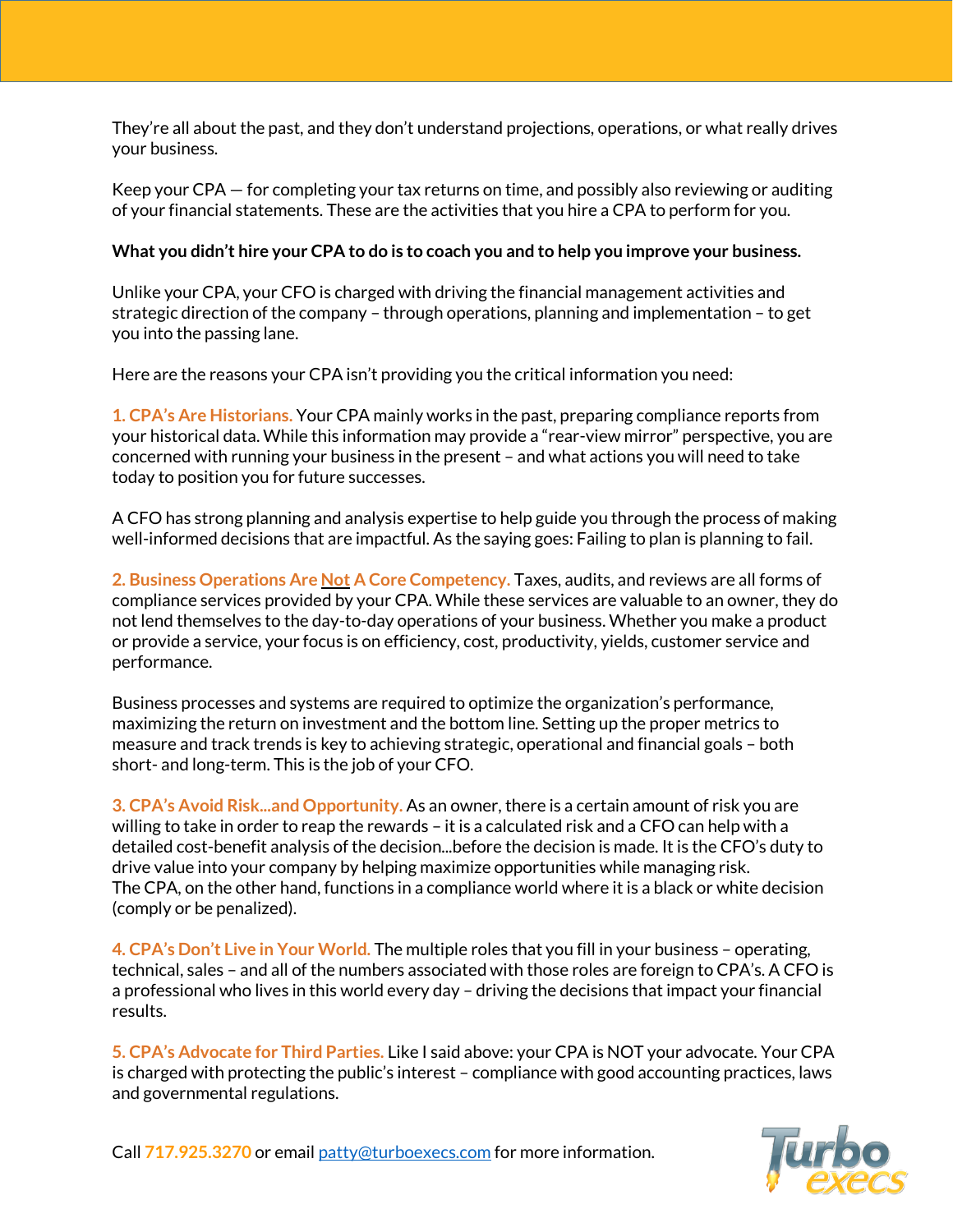They're all about the past, and they don't understand projections, operations, or what really drives your business.

Keep your CPA — for completing your tax returns on time, and possibly also reviewing or auditing of your financial statements. These are the activities that you hire a CPA to perform for you.

**What you didn't hire your CPA to do is to coach you and to help you improve your business.**

Unlike your CPA, your CFO is charged with driving the financial management activities and strategic direction of the company – through operations, planning and implementation – to get you into the passing lane.

Here are the reasons your CPA isn't providing you the critical information you need:

**1. CPA's Are Historians.** Your CPA mainly works in the past, preparing compliance reports from your historical data. While this information may provide a "rear-view mirror" perspective, you are concerned with running your business in the present – and what actions you will need to take today to position you for future successes.

A CFO has strong planning and analysis expertise to help guide you through the process of making well-informed decisions that are impactful. As the saying goes: Failing to plan is planning to fail.

**2. Business Operations Are Not A Core Competency.** Taxes, audits, and reviews are all forms of compliance services provided by your CPA. While these services are valuable to an owner, they do not lend themselves to the day-to-day operations of your business. Whether you make a product or provide a service, your focus is on efficiency, cost, productivity, yields, customer service and performance.

Business processes and systems are required to optimize the organization's performance, maximizing the return on investment and the bottom line. Setting up the proper metrics to measure and track trends is key to achieving strategic, operational and financial goals – both short- and long-term. This is the job of your CFO.

**3. CPA's Avoid Risk...and Opportunity.** As an owner, there is a certain amount of risk you are willing to take in order to reap the rewards – it is a calculated risk and a CFO can help with a detailed cost-benefit analysis of the decision...before the decision is made. It is the CFO's duty to drive value into your company by helping maximize opportunities while managing risk.
The CPA, on the other hand, functions in a compliance world where it is a black or white decision (comply or be penalized).

**4. CPA's Don't Live in Your World.** The multiple roles that you fill in your business – operating, technical, sales – and all of the numbers associated with those roles are foreign to CPA's. A CFO is a professional who lives in this world every day – driving the decisions that impact your financial results.

**5. CPA's Advocate for Third Parties.** Like I said above: your CPA is NOT your advocate. Your CPA is charged with protecting the public's interest – compliance with good accounting practices, laws and governmental regulations.

Call 717.925.3270 or email patty@turboexecs.com for more information.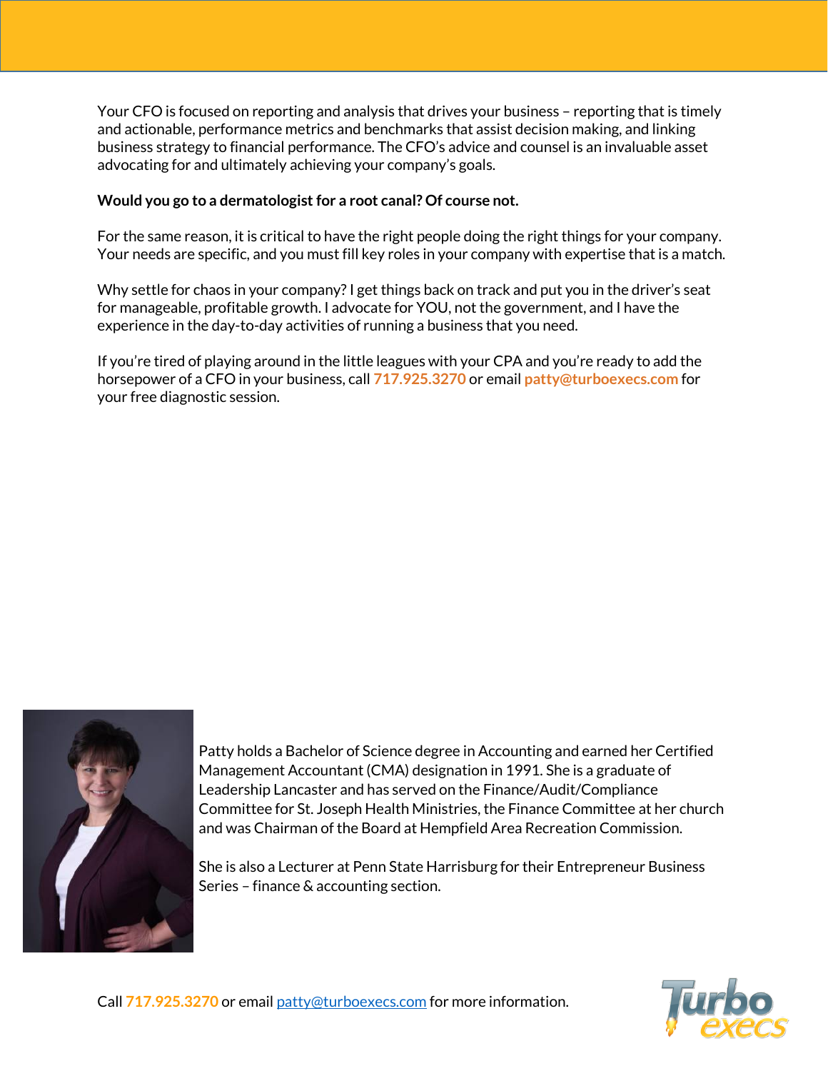Your CFO is focused on reporting and analysis that drives your business – reporting that is timely and actionable, performance metrics and benchmarks that assist decision making, and linking business strategy to financial performance. The CFO's advice and counsel is an invaluable asset advocating for and ultimately achieving your company's goals.

**Would you go to a dermatologist for a root canal? Of course not.**

For the same reason, it is critical to have the right people doing the right things for your company. Your needs are specific, and you must fill key roles in your company with expertise that is a match.

Why settle for chaos in your company? I get things back on track and put you in the driver's seat for manageable, profitable growth. I advocate for YOU, not the government, and I have the experience in the day-to-day activities of running a business that you need.

If you're tired of playing around in the little leagues with your CPA and you're ready to add the horsepower of a CFO in your business, call **717.925.3270** or email **patty@turboexecs.com** for your free diagnostic session.

Patty holds a Bachelor of Science degree in Accounting and earned her Certified Management Accountant (CMA) designation in 1991. She is a graduate of Leadership Lancaster and has served on the Finance/Audit/Compliance Committee for St. Joseph Health Ministries, the Finance Committee at her church and was Chairman of the Board at Hempfield Area Recreation Commission.

She is also a Lecturer at Penn State Harrisburg for their Entrepreneur Business Series – finance & accounting section.

Call **717.925.3270** or email [patty@turboexecs.com](mailto:patty@turboexecs.com) for more information.

Turbo execs